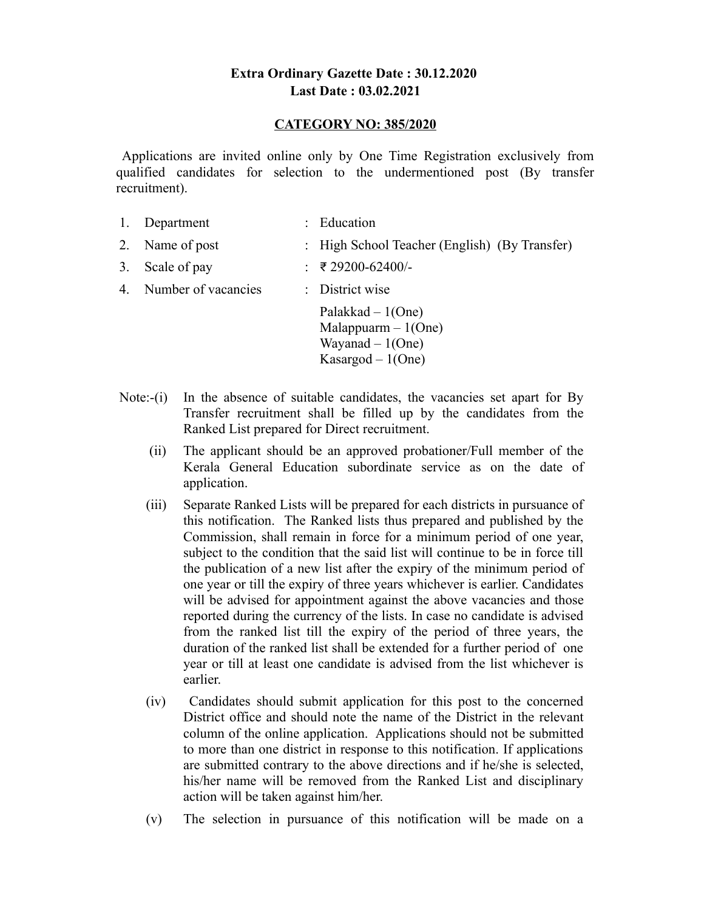**Extra Ordinary Gazette Date : 30.12.2020**
**Last Date : 03.02.2021**

**CATEGORY NO: 385/2020**

Applications are invited online only by One Time Registration exclusively from qualified candidates for selection to the undermentioned post (By transfer recruitment).

1. Department : Education
2. Name of post : High School Teacher (English) (By Transfer)
3. Scale of pay : ₹ 29200-62400/-
4. Number of vacancies : District wise

   Palakkad – 1(One)
   Malappuarm – 1(One)
   Wayanad – 1(One)
   Kasargod – 1(One)

Note:-(i) In the absence of suitable candidates, the vacancies set apart for By Transfer recruitment shall be filled up by the candidates from the Ranked List prepared for Direct recruitment.

(ii) The applicant should be an approved probationer/Full member of the Kerala General Education subordinate service as on the date of application.

(iii) Separate Ranked Lists will be prepared for each districts in pursuance of this notification. The Ranked lists thus prepared and published by the Commission, shall remain in force for a minimum period of one year, subject to the condition that the said list will continue to be in force till the publication of a new list after the expiry of the minimum period of one year or till the expiry of three years whichever is earlier. Candidates will be advised for appointment against the above vacancies and those reported during the currency of the lists. In case no candidate is advised from the ranked list till the expiry of the period of three years, the duration of the ranked list shall be extended for a further period of one year or till at least one candidate is advised from the list whichever is earlier.

(iv) Candidates should submit application for this post to the concerned District office and should note the name of the District in the relevant column of the online application. Applications should not be submitted to more than one district in response to this notification. If applications are submitted contrary to the above directions and if he/she is selected, his/her name will be removed from the Ranked List and disciplinary action will be taken against him/her.

(v) The selection in pursuance of this notification will be made on a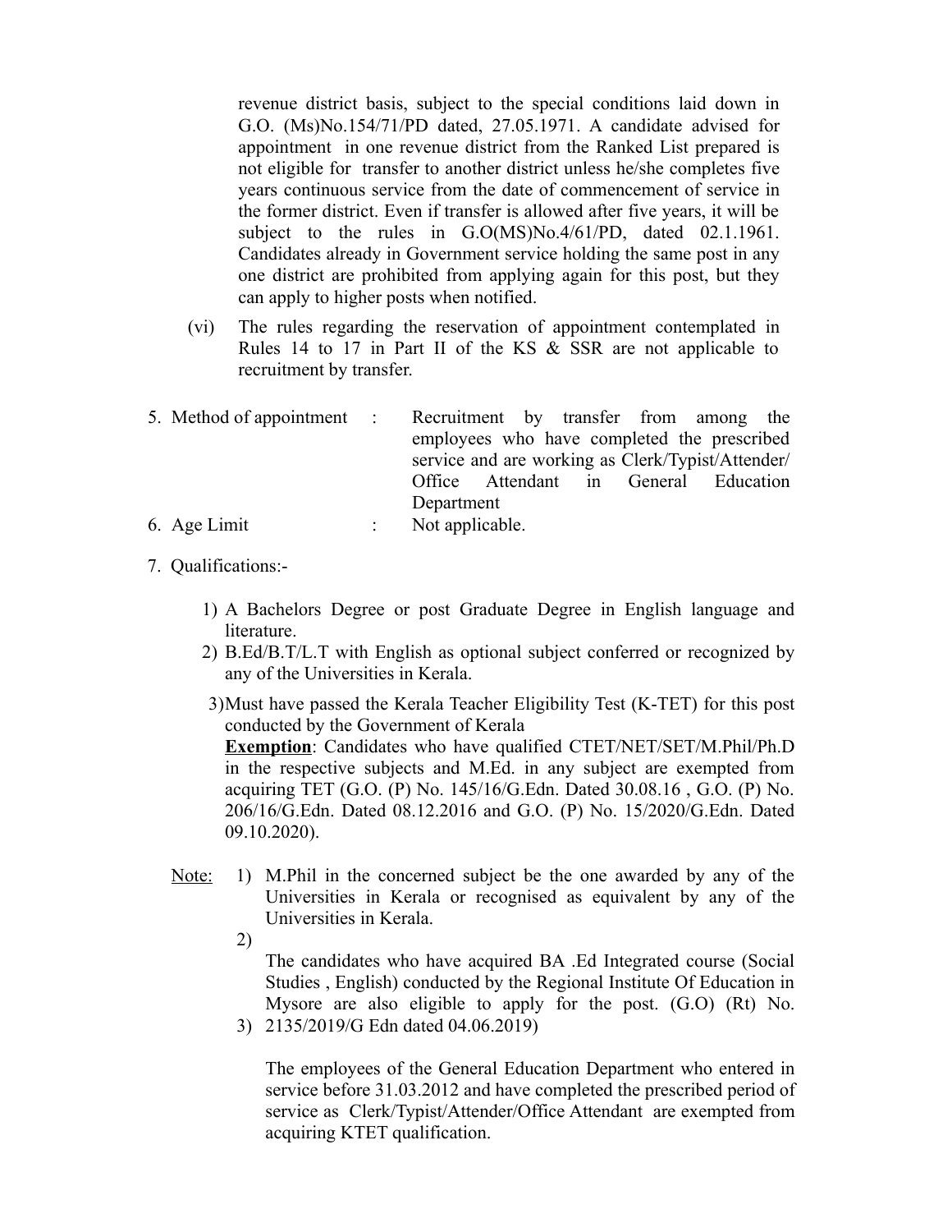revenue district basis, subject to the special conditions laid down in G.O. (Ms)No.154/71/PD dated, 27.05.1971. A candidate advised for appointment in one revenue district from the Ranked List prepared is not eligible for transfer to another district unless he/she completes five years continuous service from the date of commencement of service in the former district. Even if transfer is allowed after five years, it will be subject to the rules in G.O(MS)No.4/61/PD, dated 02.1.1961. Candidates already in Government service holding the same post in any one district are prohibited from applying again for this post, but they can apply to higher posts when notified.

(vi) The rules regarding the reservation of appointment contemplated in Rules 14 to 17 in Part II of the KS & SSR are not applicable to recruitment by transfer.

5. Method of appointment : Recruitment by transfer from among the employees who have completed the prescribed service and are working as Clerk/Typist/Attender/ Office Attendant in General Education Department

6. Age Limit : Not applicable.

7. Qualifications:-

1) A Bachelors Degree or post Graduate Degree in English language and literature.
2) B.Ed/B.T/L.T with English as optional subject conferred or recognized by any of the Universities in Kerala.
3) Must have passed the Kerala Teacher Eligibility Test (K-TET) for this post conducted by the Government of Kerala

**Exemption**: Candidates who have qualified CTET/NET/SET/M.Phil/Ph.D in the respective subjects and M.Ed. in any subject are exempted from acquiring TET (G.O. (P) No. 145/16/G.Edn. Dated 30.08.16 , G.O. (P) No. 206/16/G.Edn. Dated 08.12.2016 and G.O. (P) No. 15/2020/G.Edn. Dated 09.10.2020).

Note:

1) M.Phil in the concerned subject be the one awarded by any of the Universities in Kerala or recognised as equivalent by any of the Universities in Kerala.
2) The candidates who have acquired BA .Ed Integrated course (Social Studies , English) conducted by the Regional Institute Of Education in Mysore are also eligible to apply for the post. (G.O) (Rt) No. 2135/2019/G Edn dated 04.06.2019)
3) The employees of the General Education Department who entered in service before 31.03.2012 and have completed the prescribed period of service as Clerk/Typist/Attender/Office Attendant are exempted from acquiring KTET qualification.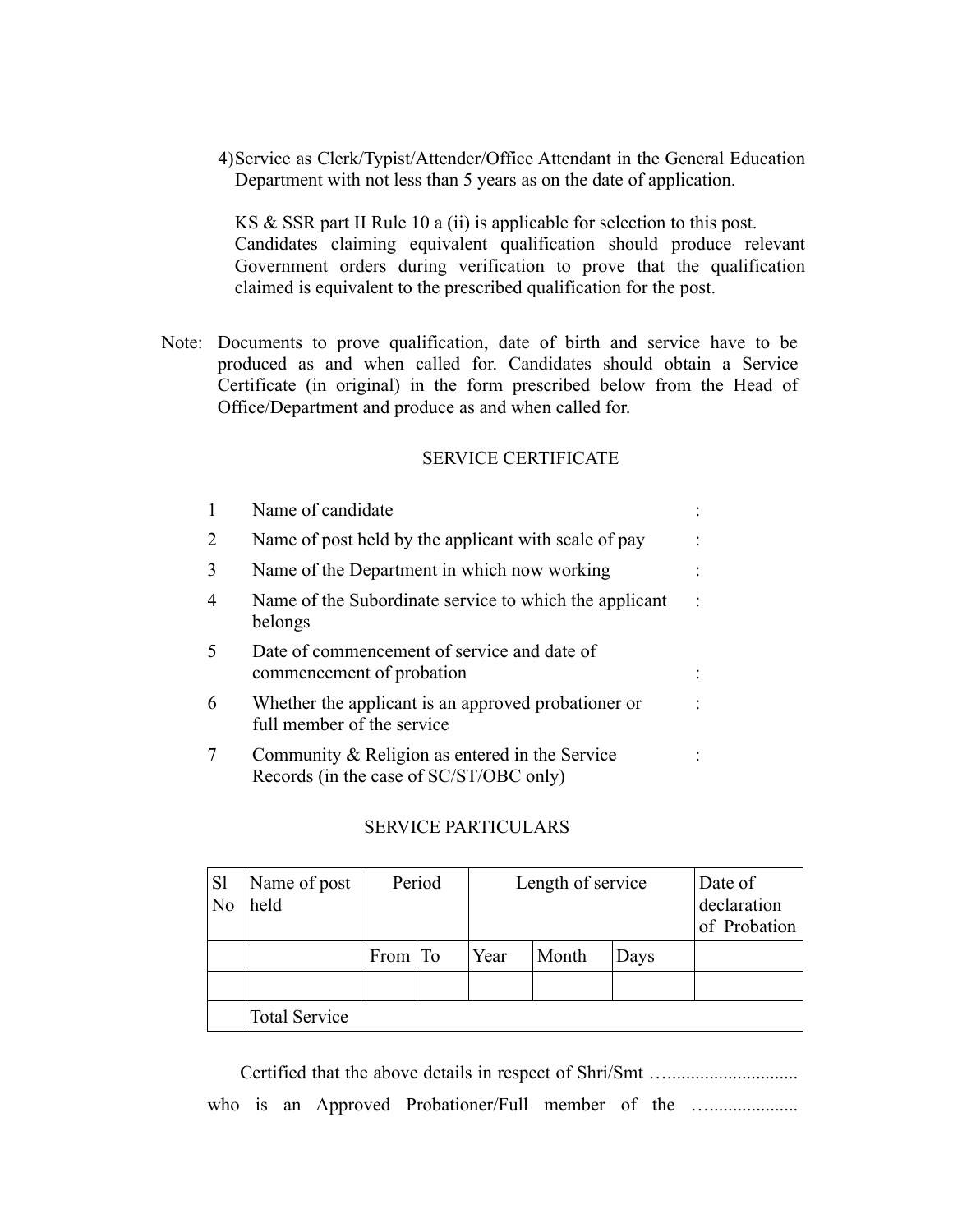4) Service as Clerk/Typist/Attender/Office Attendant in the General Education Department with not less than 5 years as on the date of application.

KS & SSR part II Rule 10 a (ii) is applicable for selection to this post. Candidates claiming equivalent qualification should produce relevant Government orders during verification to prove that the qualification claimed is equivalent to the prescribed qualification for the post.

Note: Documents to prove qualification, date of birth and service have to be produced as and when called for. Candidates should obtain a Service Certificate (in original) in the form prescribed below from the Head of Office/Department and produce as and when called for.

## SERVICE CERTIFICATE

| | | |
|---|---|---|
| 1 | Name of candidate | : |
| 2 | Name of post held by the applicant with scale of pay | : |
| 3 | Name of the Department in which now working | : |
| 4 | Name of the Subordinate service to which the applicant belongs | : |
| 5 | Date of commencement of service and date of commencement of probation | : |
| 6 | Whether the applicant is an approved probationer or full member of the service | : |
| 7 | Community & Religion as entered in the Service Records (in the case of SC/ST/OBC only) | : |

## SERVICE PARTICULARS

| Sl No | Name of post held | Period | | Length of service | | | Date of declaration of Probation |
|---|---|---|---|---|---|---|---|
| | | From | To | Year | Month | Days | |
| | | | | | | | |
| | Total Service | | | | | | |

Certified that the above details in respect of Shri/Smt …............................ who is an Approved Probationer/Full member of the …..................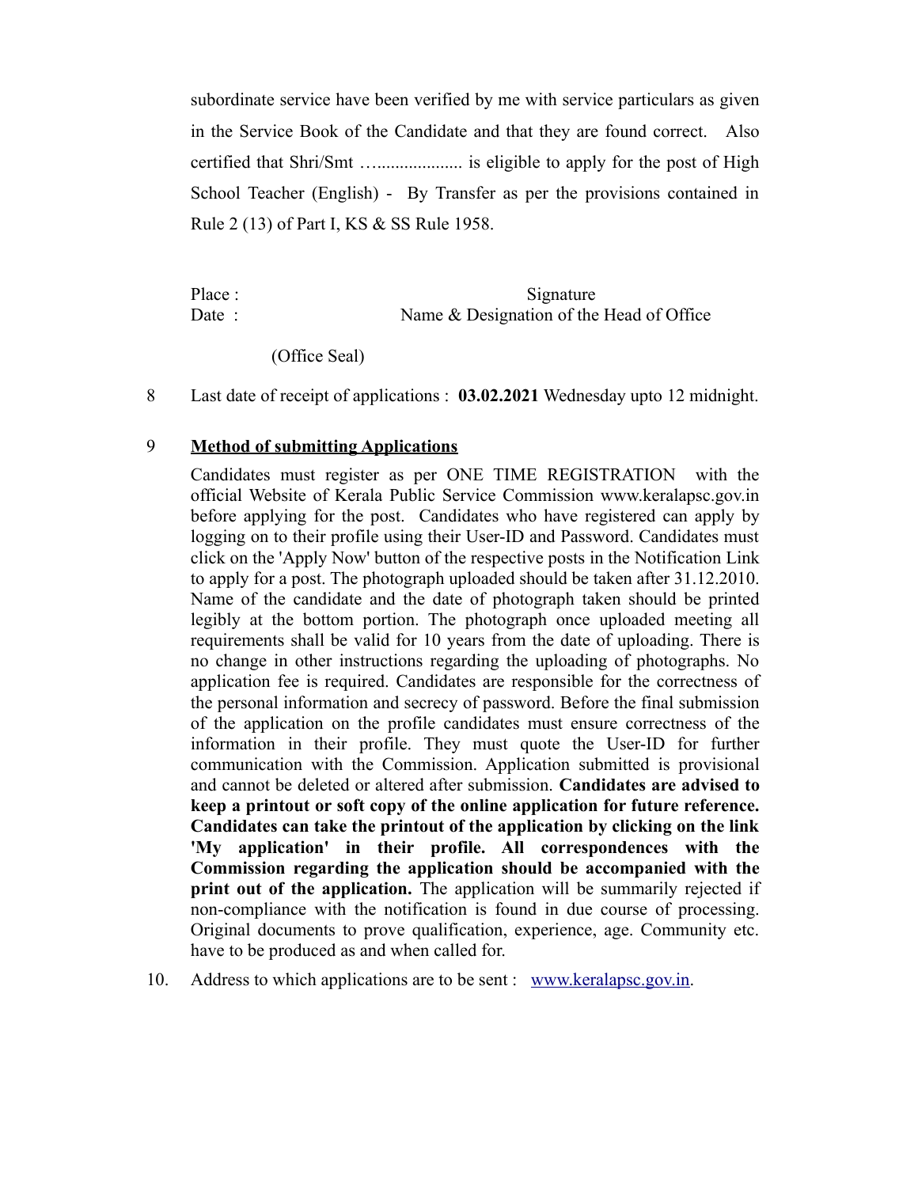subordinate service have been verified by me with service particulars as given in the Service Book of the Candidate and that they are found correct. Also certified that Shri/Smt …................... is eligible to apply for the post of High School Teacher (English) - By Transfer as per the provisions contained in Rule 2 (13) of Part I, KS & SS Rule 1958.

Place : Signature

Date : Name & Designation of the Head of Office

(Office Seal)

8 Last date of receipt of applications : **03.02.2021** Wednesday upto 12 midnight.

9 **Method of submitting Applications**

Candidates must register as per ONE TIME REGISTRATION with the official Website of Kerala Public Service Commission www.keralapsc.gov.in before applying for the post. Candidates who have registered can apply by logging on to their profile using their User-ID and Password. Candidates must click on the 'Apply Now' button of the respective posts in the Notification Link to apply for a post. The photograph uploaded should be taken after 31.12.2010. Name of the candidate and the date of photograph taken should be printed legibly at the bottom portion. The photograph once uploaded meeting all requirements shall be valid for 10 years from the date of uploading. There is no change in other instructions regarding the uploading of photographs. No application fee is required. Candidates are responsible for the correctness of the personal information and secrecy of password. Before the final submission of the application on the profile candidates must ensure correctness of the information in their profile. They must quote the User-ID for further communication with the Commission. Application submitted is provisional and cannot be deleted or altered after submission. **Candidates are advised to keep a printout or soft copy of the online application for future reference. Candidates can take the printout of the application by clicking on the link 'My application' in their profile. All correspondences with the Commission regarding the application should be accompanied with the print out of the application.** The application will be summarily rejected if non-compliance with the notification is found in due course of processing. Original documents to prove qualification, experience, age. Community etc. have to be produced as and when called for.

10. Address to which applications are to be sent : www.keralapsc.gov.in.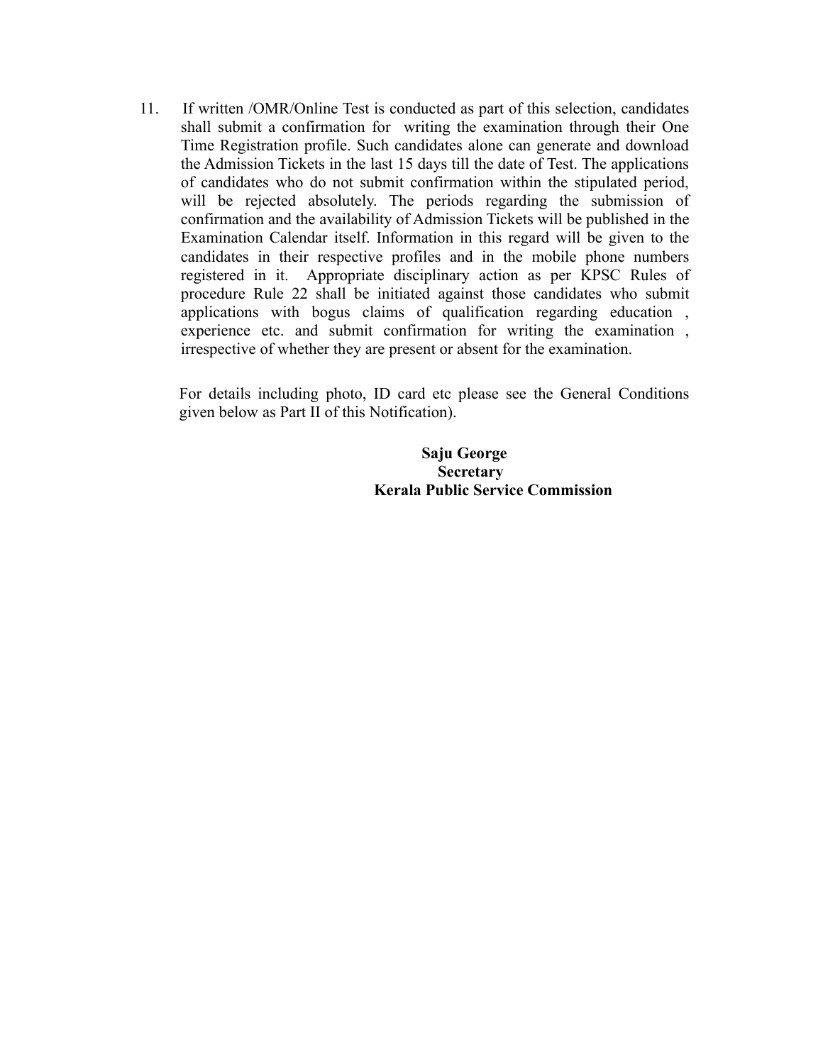11. If written /OMR/Online Test is conducted as part of this selection, candidates shall submit a confirmation for writing the examination through their One Time Registration profile. Such candidates alone can generate and download the Admission Tickets in the last 15 days till the date of Test. The applications of candidates who do not submit confirmation within the stipulated period, will be rejected absolutely. The periods regarding the submission of confirmation and the availability of Admission Tickets will be published in the Examination Calendar itself. Information in this regard will be given to the candidates in their respective profiles and in the mobile phone numbers registered in it. Appropriate disciplinary action as per KPSC Rules of procedure Rule 22 shall be initiated against those candidates who submit applications with bogus claims of qualification regarding education , experience etc. and submit confirmation for writing the examination , irrespective of whether they are present or absent for the examination.

For details including photo, ID card etc please see the General Conditions given below as Part II of this Notification).

**Saju George**
**Secretary**
**Kerala Public Service Commission**